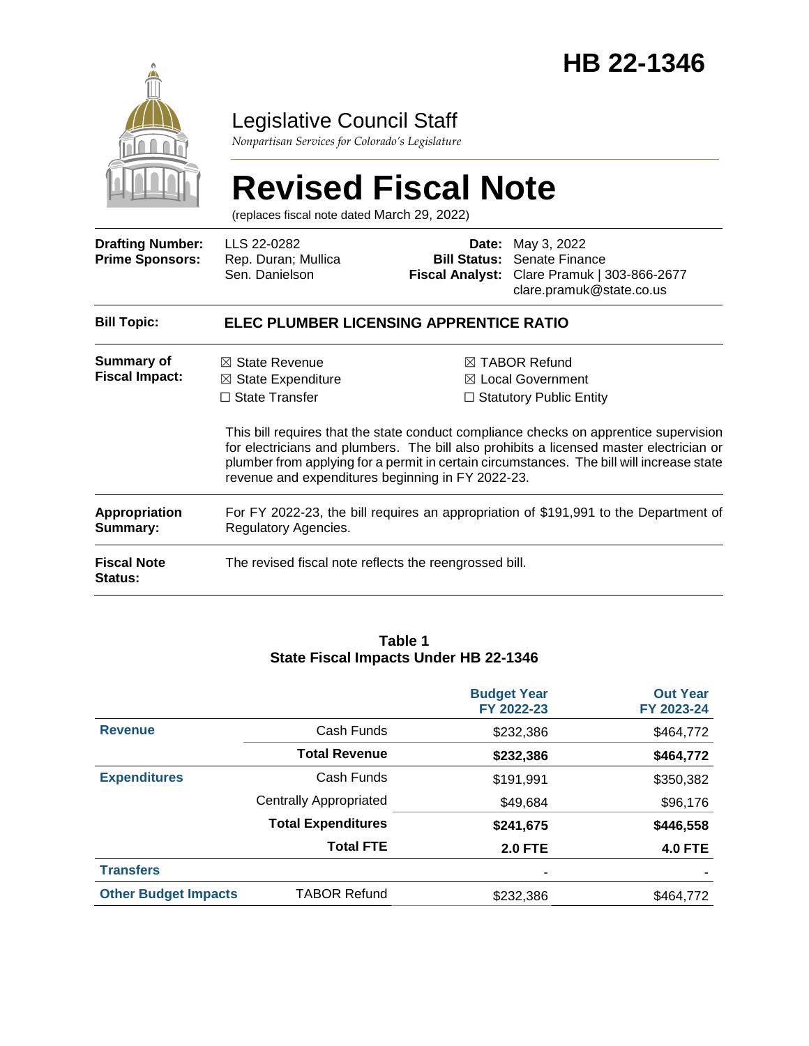# HB 22-1346

## Legislative Council Staff

*Nonpartisan Services for Colorado's Legislature*

# Revised Fiscal Note

(replaces fiscal note dated March 29, 2022)

| | | | |
|---|---|---|---|
| **Drafting Number:** | LLS 22-0282 | **Date:** | May 3, 2022 |
| **Prime Sponsors:** | Rep. Duran; Mullica<br>Sen. Danielson | **Bill Status:** | Senate Finance |
| | | **Fiscal Analyst:** | Clare Pramuk \| 303-866-2677<br>clare.pramuk@state.co.us |

| | |
|---|---|
| **Bill Topic:** | **ELEC PLUMBER LICENSING APPRENTICE RATIO** |
| **Summary of Fiscal Impact:** | ☒ State Revenue ☒ State Expenditure ☐ State Transfer ☒ TABOR Refund ☒ Local Government ☐ Statutory Public Entity<br><br>This bill requires that the state conduct compliance checks on apprentice supervision for electricians and plumbers. The bill also prohibits a licensed master electrician or plumber from applying for a permit in certain circumstances. The bill will increase state revenue and expenditures beginning in FY 2022-23. |
| **Appropriation Summary:** | For FY 2022-23, the bill requires an appropriation of $191,991 to the Department of Regulatory Agencies. |
| **Fiscal Note Status:** | The revised fiscal note reflects the reengrossed bill. |

**Table 1**
**State Fiscal Impacts Under HB 22-1346**

| | | Budget Year FY 2022-23 | Out Year FY 2023-24 |
|---|---|---|---|
| **Revenue** | Cash Funds | $232,386 | $464,772 |
| | **Total Revenue** | **$232,386** | **$464,772** |
| **Expenditures** | Cash Funds | $191,991 | $350,382 |
| | Centrally Appropriated | $49,684 | $96,176 |
| | **Total Expenditures** | **$241,675** | **$446,558** |
| | **Total FTE** | **2.0 FTE** | **4.0 FTE** |
| **Transfers** | | - | - |
| **Other Budget Impacts** | TABOR Refund | $232,386 | $464,772 |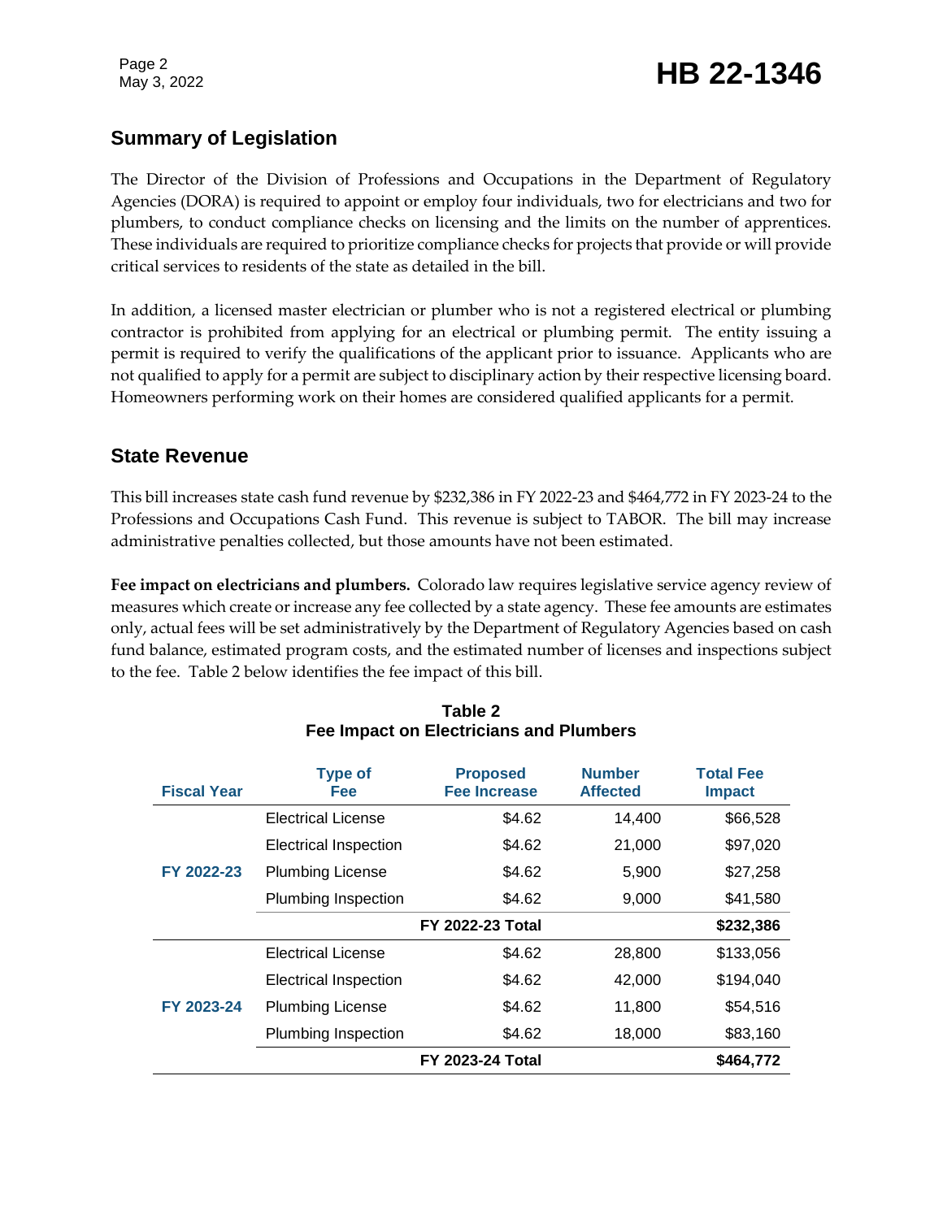## Summary of Legislation

The Director of the Division of Professions and Occupations in the Department of Regulatory Agencies (DORA) is required to appoint or employ four individuals, two for electricians and two for plumbers, to conduct compliance checks on licensing and the limits on the number of apprentices. These individuals are required to prioritize compliance checks for projects that provide or will provide critical services to residents of the state as detailed in the bill.

In addition, a licensed master electrician or plumber who is not a registered electrical or plumbing contractor is prohibited from applying for an electrical or plumbing permit. The entity issuing a permit is required to verify the qualifications of the applicant prior to issuance. Applicants who are not qualified to apply for a permit are subject to disciplinary action by their respective licensing board. Homeowners performing work on their homes are considered qualified applicants for a permit.

## State Revenue

This bill increases state cash fund revenue by $232,386 in FY 2022-23 and $464,772 in FY 2023-24 to the Professions and Occupations Cash Fund. This revenue is subject to TABOR. The bill may increase administrative penalties collected, but those amounts have not been estimated.

**Fee impact on electricians and plumbers.** Colorado law requires legislative service agency review of measures which create or increase any fee collected by a state agency. These fee amounts are estimates only, actual fees will be set administratively by the Department of Regulatory Agencies based on cash fund balance, estimated program costs, and the estimated number of licenses and inspections subject to the fee. Table 2 below identifies the fee impact of this bill.

**Table 2**
**Fee Impact on Electricians and Plumbers**

| Fiscal Year | Type of Fee | Proposed Fee Increase | Number Affected | Total Fee Impact |
|---|---|---|---|---|
| FY 2022-23 | Electrical License | $4.62 | 14,400 | $66,528 |
| | Electrical Inspection | $4.62 | 21,000 | $97,020 |
| | Plumbing License | $4.62 | 5,900 | $27,258 |
| | Plumbing Inspection | $4.62 | 9,000 | $41,580 |
| | | **FY 2022-23 Total** | | **$232,386** |
| FY 2023-24 | Electrical License | $4.62 | 28,800 | $133,056 |
| | Electrical Inspection | $4.62 | 42,000 | $194,040 |
| | Plumbing License | $4.62 | 11,800 | $54,516 |
| | Plumbing Inspection | $4.62 | 18,000 | $83,160 |
| | | **FY 2023-24 Total** | | **$464,772** |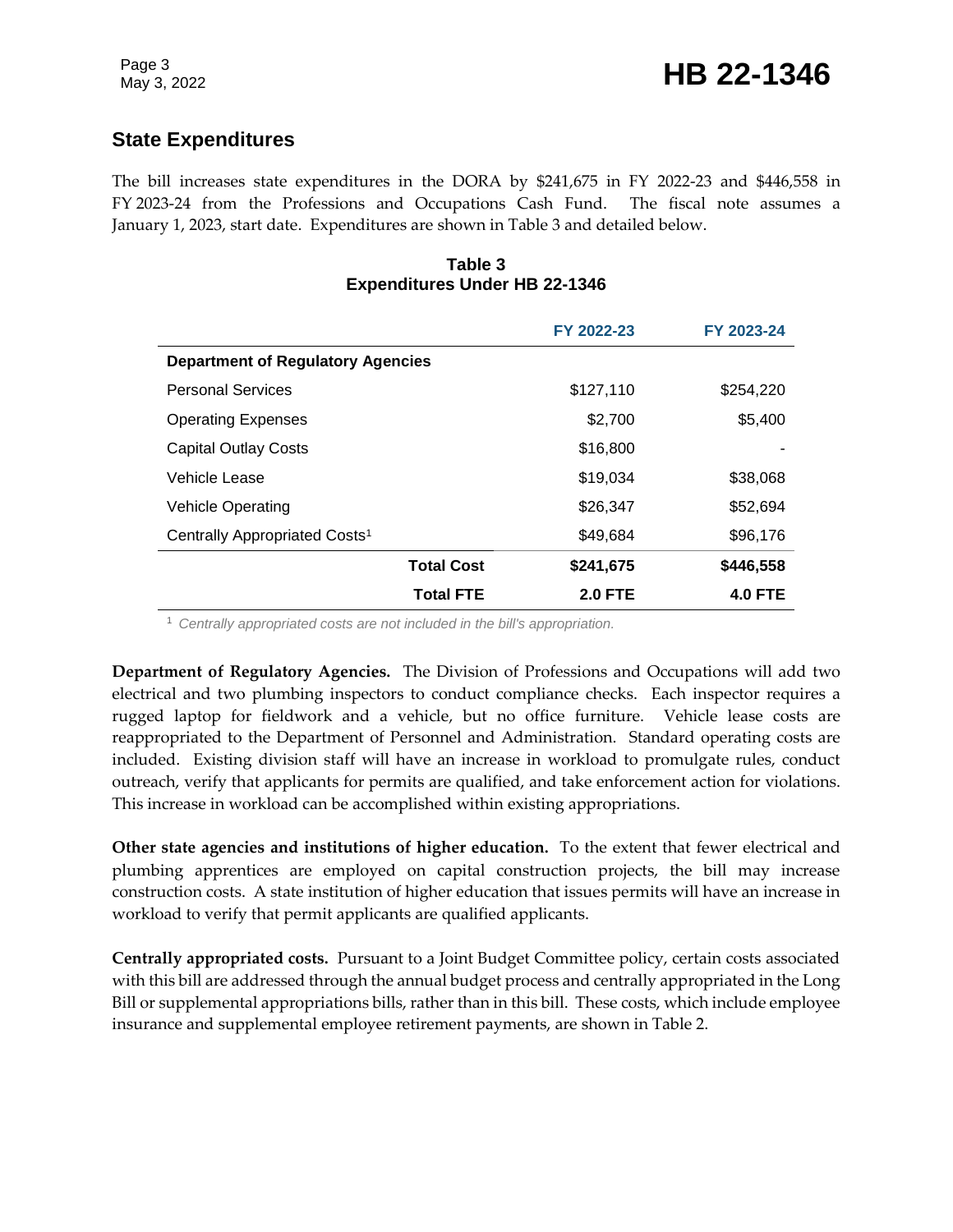## State Expenditures

The bill increases state expenditures in the DORA by $241,675 in FY 2022-23 and $446,558 in FY 2023-24 from the Professions and Occupations Cash Fund. The fiscal note assumes a January 1, 2023, start date. Expenditures are shown in Table 3 and detailed below.

**Table 3**
**Expenditures Under HB 22-1346**

| | FY 2022-23 | FY 2023-24 |
|---|---|---|
| **Department of Regulatory Agencies** | | |
| Personal Services | $127,110 | $254,220 |
| Operating Expenses | $2,700 | $5,400 |
| Capital Outlay Costs | $16,800 | - |
| Vehicle Lease | $19,034 | $38,068 |
| Vehicle Operating | $26,347 | $52,694 |
| Centrally Appropriated Costs[1] | $49,684 | $96,176 |
| **Total Cost** | **$241,675** | **$446,558** |
| **Total FTE** | **2.0 FTE** | **4.0 FTE** |

[1] *Centrally appropriated costs are not included in the bill's appropriation.*

**Department of Regulatory Agencies.** The Division of Professions and Occupations will add two electrical and two plumbing inspectors to conduct compliance checks. Each inspector requires a rugged laptop for fieldwork and a vehicle, but no office furniture. Vehicle lease costs are reappropriated to the Department of Personnel and Administration. Standard operating costs are included. Existing division staff will have an increase in workload to promulgate rules, conduct outreach, verify that applicants for permits are qualified, and take enforcement action for violations. This increase in workload can be accomplished within existing appropriations.

**Other state agencies and institutions of higher education.** To the extent that fewer electrical and plumbing apprentices are employed on capital construction projects, the bill may increase construction costs. A state institution of higher education that issues permits will have an increase in workload to verify that permit applicants are qualified applicants.

**Centrally appropriated costs.** Pursuant to a Joint Budget Committee policy, certain costs associated with this bill are addressed through the annual budget process and centrally appropriated in the Long Bill or supplemental appropriations bills, rather than in this bill. These costs, which include employee insurance and supplemental employee retirement payments, are shown in Table 2.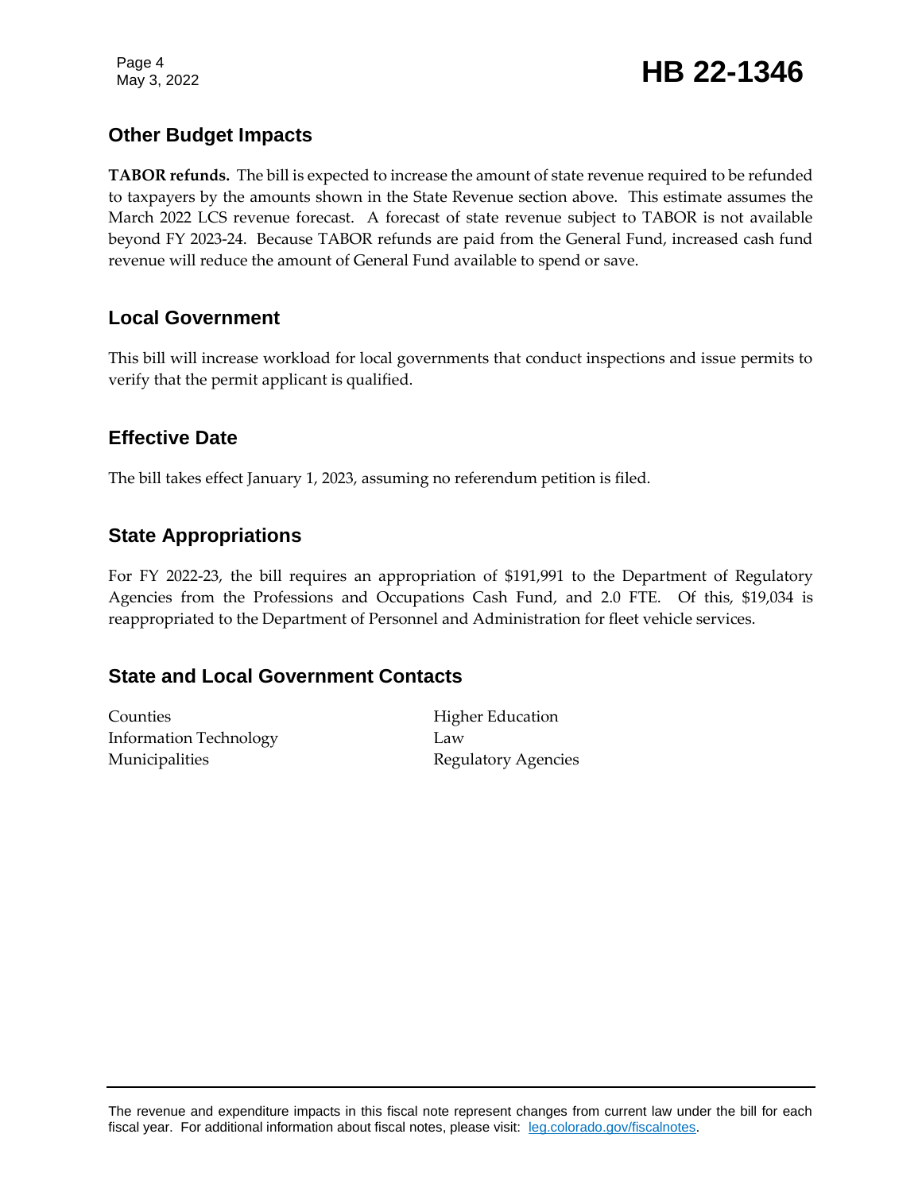## Other Budget Impacts

**TABOR refunds.** The bill is expected to increase the amount of state revenue required to be refunded to taxpayers by the amounts shown in the State Revenue section above. This estimate assumes the March 2022 LCS revenue forecast. A forecast of state revenue subject to TABOR is not available beyond FY 2023-24. Because TABOR refunds are paid from the General Fund, increased cash fund revenue will reduce the amount of General Fund available to spend or save.

## Local Government

This bill will increase workload for local governments that conduct inspections and issue permits to verify that the permit applicant is qualified.

## Effective Date

The bill takes effect January 1, 2023, assuming no referendum petition is filed.

## State Appropriations

For FY 2022-23, the bill requires an appropriation of $191,991 to the Department of Regulatory Agencies from the Professions and Occupations Cash Fund, and 2.0 FTE. Of this, $19,034 is reappropriated to the Department of Personnel and Administration for fleet vehicle services.

## State and Local Government Contacts

Counties
Information Technology
Municipalities
Higher Education
Law
Regulatory Agencies

The revenue and expenditure impacts in this fiscal note represent changes from current law under the bill for each fiscal year. For additional information about fiscal notes, please visit: leg.colorado.gov/fiscalnotes.